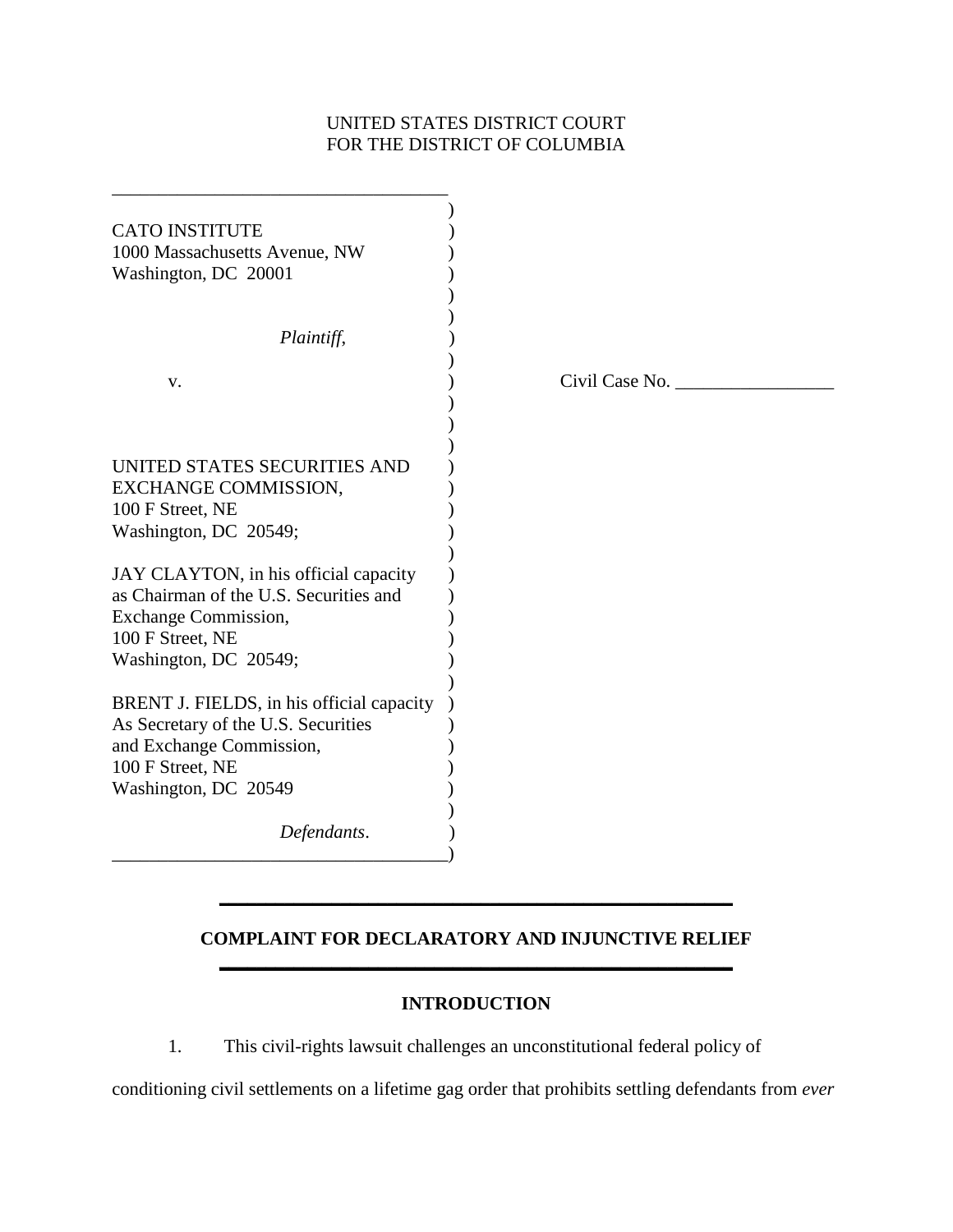UNITED STATES DISTRICT COURT
FOR THE DISTRICT OF COLUMBIA

CATO INSTITUTE
1000 Massachusetts Avenue, NW
Washington, DC 20001

*Plaintiff,*

v.

UNITED STATES SECURITIES AND EXCHANGE COMMISSION,
100 F Street, NE
Washington, DC 20549;

JAY CLAYTON, in his official capacity as Chairman of the U.S. Securities and Exchange Commission,
100 F Street, NE
Washington, DC 20549;

BRENT J. FIELDS, in his official capacity As Secretary of the U.S. Securities and Exchange Commission,
100 F Street, NE
Washington, DC 20549

*Defendants*.

Civil Case No. _________________

**COMPLAINT FOR DECLARATORY AND INJUNCTIVE RELIEF**

**INTRODUCTION**

1. This civil-rights lawsuit challenges an unconstitutional federal policy of conditioning civil settlements on a lifetime gag order that prohibits settling defendants from *ever*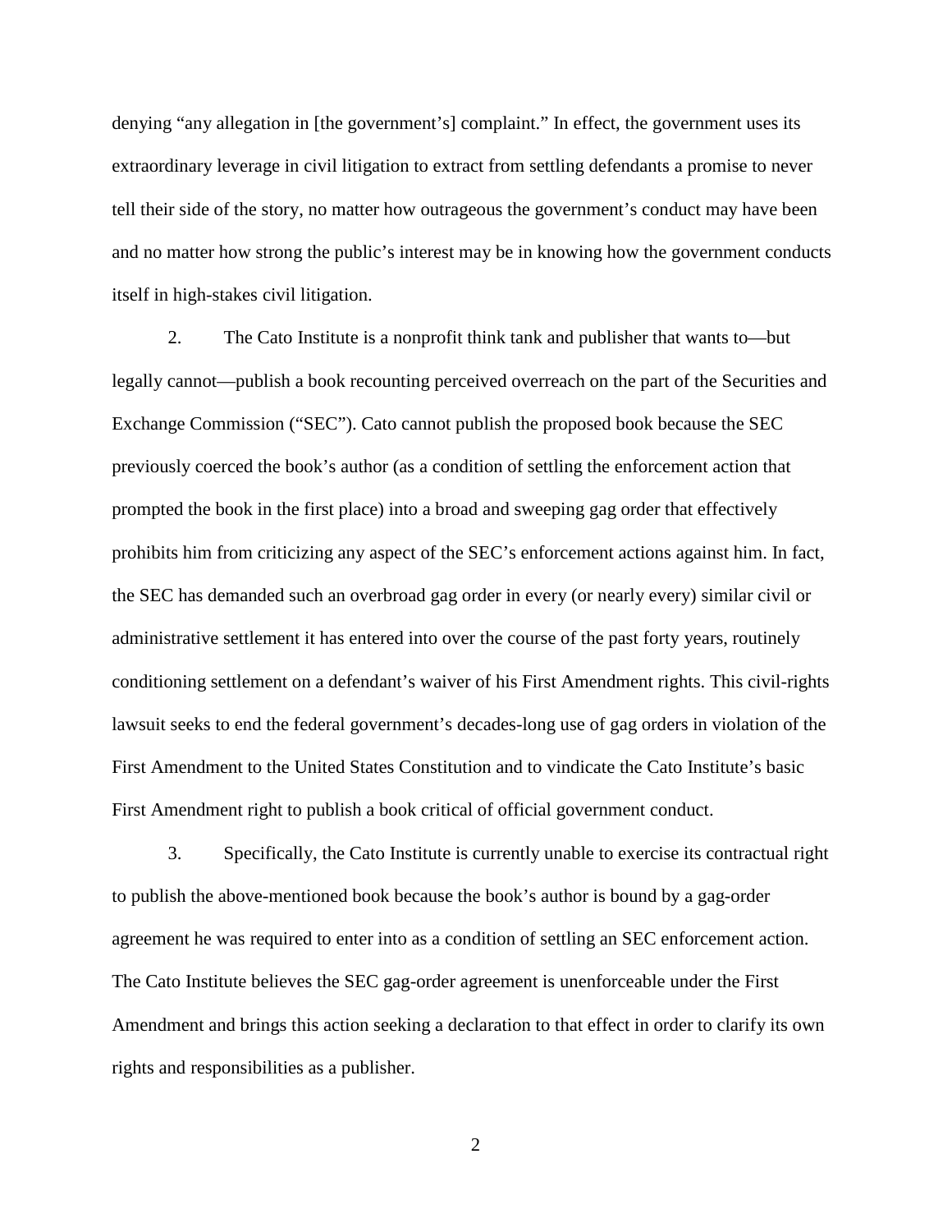denying "any allegation in [the government's] complaint." In effect, the government uses its extraordinary leverage in civil litigation to extract from settling defendants a promise to never tell their side of the story, no matter how outrageous the government's conduct may have been and no matter how strong the public's interest may be in knowing how the government conducts itself in high-stakes civil litigation.

2. The Cato Institute is a nonprofit think tank and publisher that wants to—but legally cannot—publish a book recounting perceived overreach on the part of the Securities and Exchange Commission ("SEC"). Cato cannot publish the proposed book because the SEC previously coerced the book's author (as a condition of settling the enforcement action that prompted the book in the first place) into a broad and sweeping gag order that effectively prohibits him from criticizing any aspect of the SEC's enforcement actions against him. In fact, the SEC has demanded such an overbroad gag order in every (or nearly every) similar civil or administrative settlement it has entered into over the course of the past forty years, routinely conditioning settlement on a defendant's waiver of his First Amendment rights. This civil-rights lawsuit seeks to end the federal government's decades-long use of gag orders in violation of the First Amendment to the United States Constitution and to vindicate the Cato Institute's basic First Amendment right to publish a book critical of official government conduct.

3. Specifically, the Cato Institute is currently unable to exercise its contractual right to publish the above-mentioned book because the book's author is bound by a gag-order agreement he was required to enter into as a condition of settling an SEC enforcement action. The Cato Institute believes the SEC gag-order agreement is unenforceable under the First Amendment and brings this action seeking a declaration to that effect in order to clarify its own rights and responsibilities as a publisher.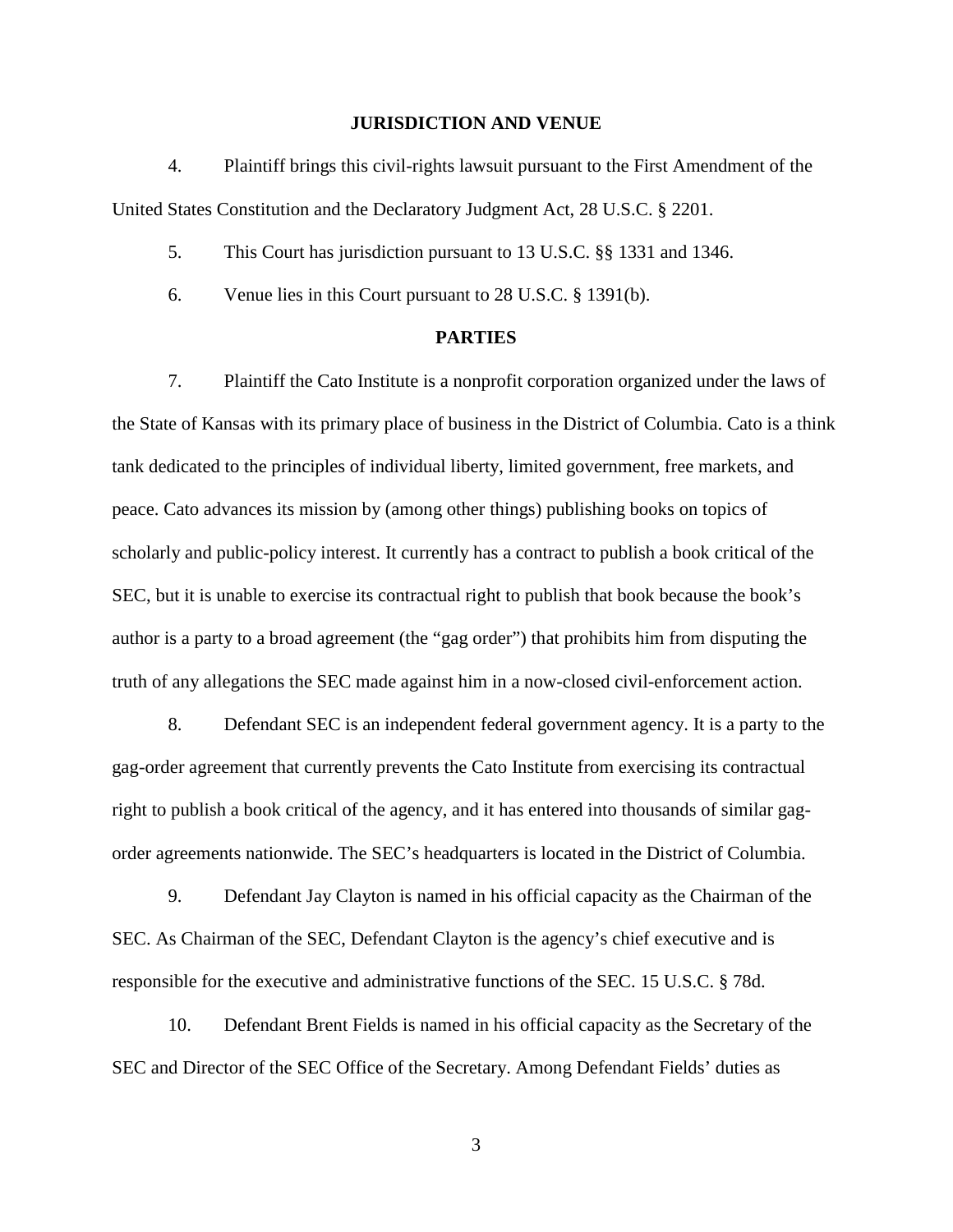## JURISDICTION AND VENUE

4. Plaintiff brings this civil-rights lawsuit pursuant to the First Amendment of the United States Constitution and the Declaratory Judgment Act, 28 U.S.C. § 2201.

5. This Court has jurisdiction pursuant to 13 U.S.C. §§ 1331 and 1346.

6. Venue lies in this Court pursuant to 28 U.S.C. § 1391(b).

## PARTIES

7. Plaintiff the Cato Institute is a nonprofit corporation organized under the laws of the State of Kansas with its primary place of business in the District of Columbia. Cato is a think tank dedicated to the principles of individual liberty, limited government, free markets, and peace. Cato advances its mission by (among other things) publishing books on topics of scholarly and public-policy interest. It currently has a contract to publish a book critical of the SEC, but it is unable to exercise its contractual right to publish that book because the book's author is a party to a broad agreement (the "gag order") that prohibits him from disputing the truth of any allegations the SEC made against him in a now-closed civil-enforcement action.

8. Defendant SEC is an independent federal government agency. It is a party to the gag-order agreement that currently prevents the Cato Institute from exercising its contractual right to publish a book critical of the agency, and it has entered into thousands of similar gag-order agreements nationwide. The SEC's headquarters is located in the District of Columbia.

9. Defendant Jay Clayton is named in his official capacity as the Chairman of the SEC. As Chairman of the SEC, Defendant Clayton is the agency's chief executive and is responsible for the executive and administrative functions of the SEC. 15 U.S.C. § 78d.

10. Defendant Brent Fields is named in his official capacity as the Secretary of the SEC and Director of the SEC Office of the Secretary. Among Defendant Fields' duties as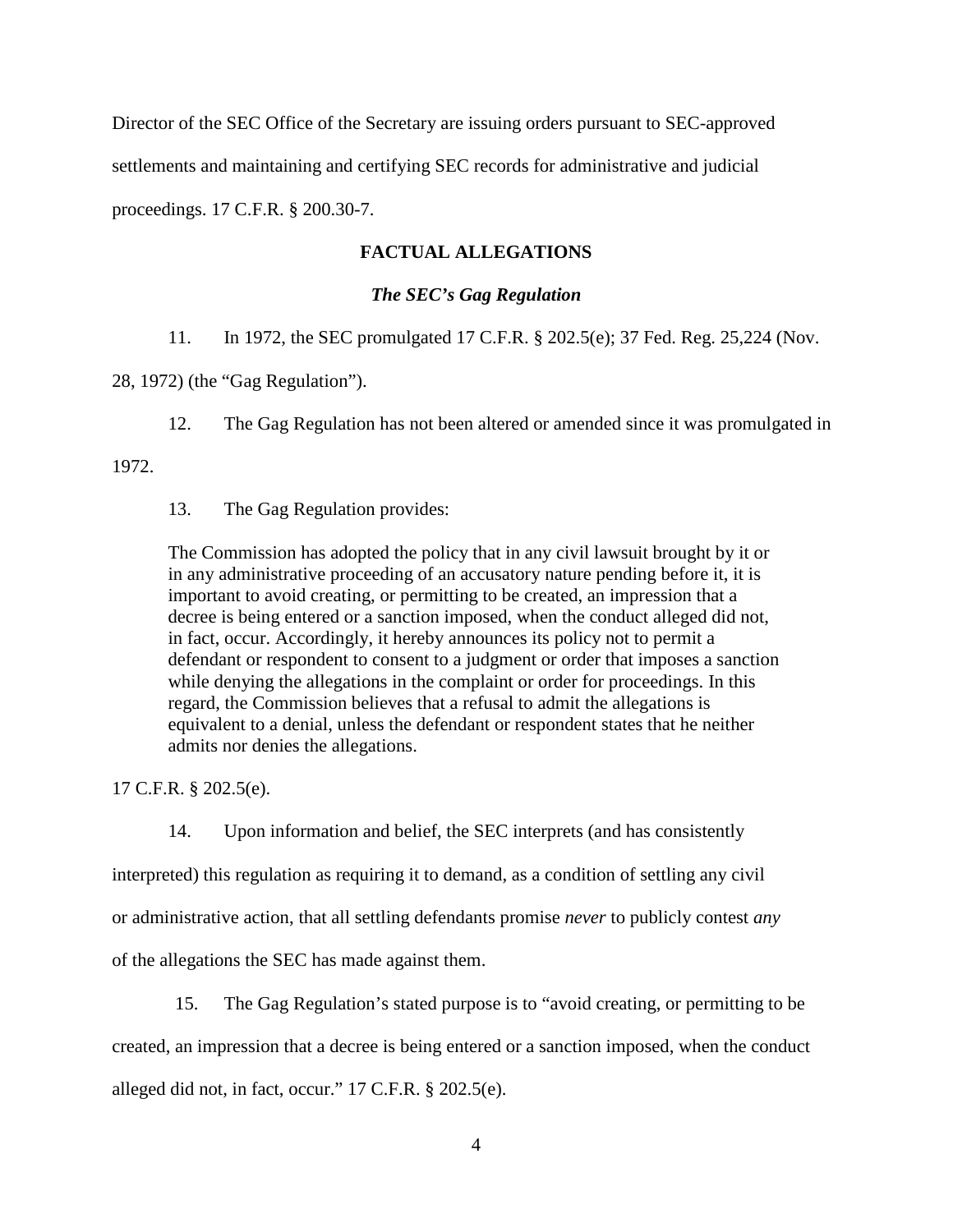Director of the SEC Office of the Secretary are issuing orders pursuant to SEC-approved settlements and maintaining and certifying SEC records for administrative and judicial proceedings. 17 C.F.R. § 200.30-7.

## FACTUAL ALLEGATIONS

### *The SEC's Gag Regulation*

11. In 1972, the SEC promulgated 17 C.F.R. § 202.5(e); 37 Fed. Reg. 25,224 (Nov. 28, 1972) (the "Gag Regulation").

12. The Gag Regulation has not been altered or amended since it was promulgated in 1972.

13. The Gag Regulation provides:

> The Commission has adopted the policy that in any civil lawsuit brought by it or in any administrative proceeding of an accusatory nature pending before it, it is important to avoid creating, or permitting to be created, an impression that a decree is being entered or a sanction imposed, when the conduct alleged did not, in fact, occur. Accordingly, it hereby announces its policy not to permit a defendant or respondent to consent to a judgment or order that imposes a sanction while denying the allegations in the complaint or order for proceedings. In this regard, the Commission believes that a refusal to admit the allegations is equivalent to a denial, unless the defendant or respondent states that he neither admits nor denies the allegations.

17 C.F.R. § 202.5(e).

14. Upon information and belief, the SEC interprets (and has consistently interpreted) this regulation as requiring it to demand, as a condition of settling any civil or administrative action, that all settling defendants promise *never* to publicly contest *any* of the allegations the SEC has made against them.

15. The Gag Regulation's stated purpose is to "avoid creating, or permitting to be created, an impression that a decree is being entered or a sanction imposed, when the conduct alleged did not, in fact, occur." 17 C.F.R. § 202.5(e).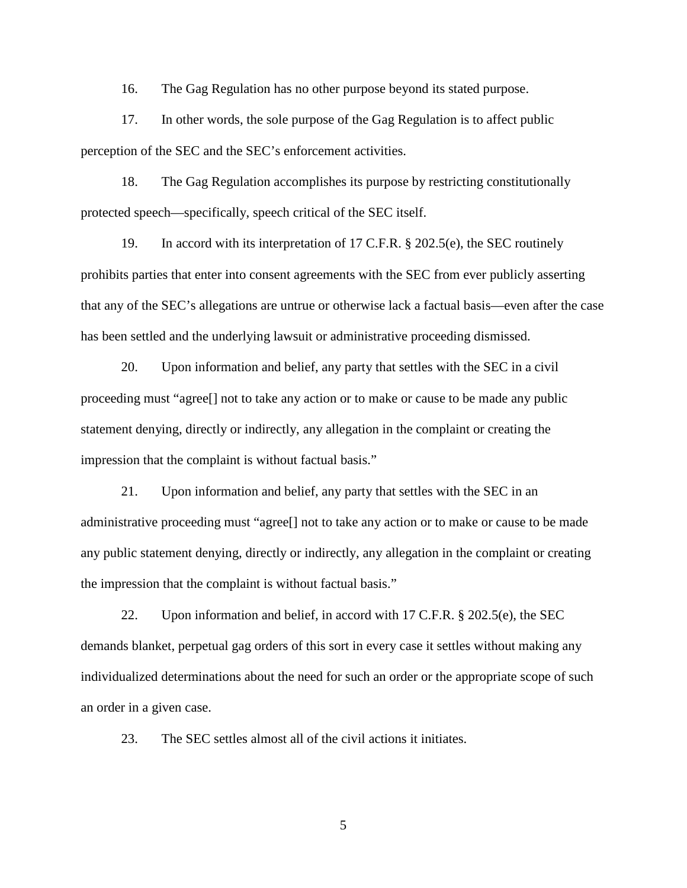16. The Gag Regulation has no other purpose beyond its stated purpose.

17. In other words, the sole purpose of the Gag Regulation is to affect public perception of the SEC and the SEC's enforcement activities.

18. The Gag Regulation accomplishes its purpose by restricting constitutionally protected speech—specifically, speech critical of the SEC itself.

19. In accord with its interpretation of 17 C.F.R. § 202.5(e), the SEC routinely prohibits parties that enter into consent agreements with the SEC from ever publicly asserting that any of the SEC's allegations are untrue or otherwise lack a factual basis—even after the case has been settled and the underlying lawsuit or administrative proceeding dismissed.

20. Upon information and belief, any party that settles with the SEC in a civil proceeding must "agree[] not to take any action or to make or cause to be made any public statement denying, directly or indirectly, any allegation in the complaint or creating the impression that the complaint is without factual basis."

21. Upon information and belief, any party that settles with the SEC in an administrative proceeding must "agree[] not to take any action or to make or cause to be made any public statement denying, directly or indirectly, any allegation in the complaint or creating the impression that the complaint is without factual basis."

22. Upon information and belief, in accord with 17 C.F.R. § 202.5(e), the SEC demands blanket, perpetual gag orders of this sort in every case it settles without making any individualized determinations about the need for such an order or the appropriate scope of such an order in a given case.

23. The SEC settles almost all of the civil actions it initiates.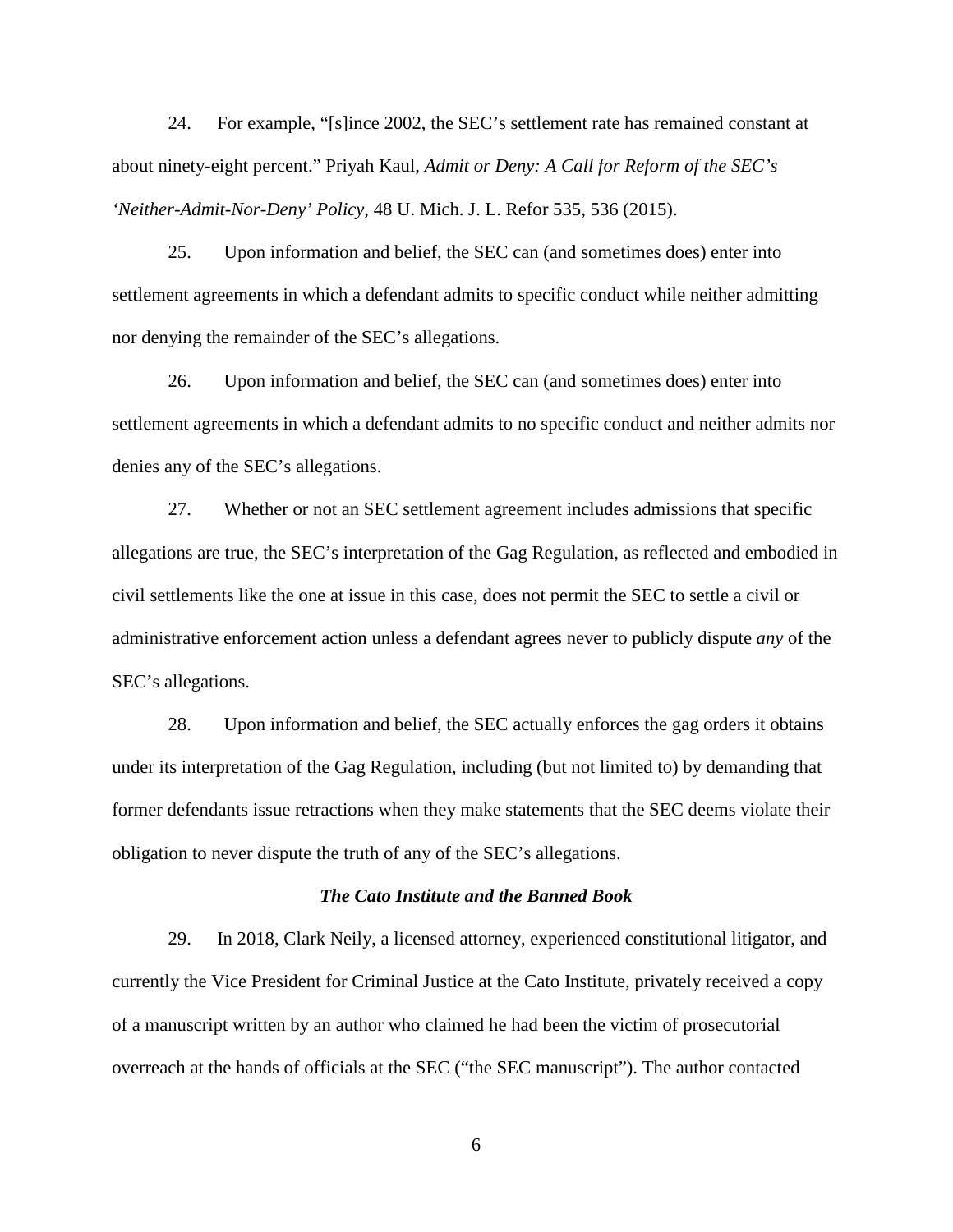24. For example, "[s]ince 2002, the SEC's settlement rate has remained constant at about ninety-eight percent." Priyah Kaul, *Admit or Deny: A Call for Reform of the SEC's 'Neither-Admit-Nor-Deny' Policy*, 48 U. Mich. J. L. Refor 535, 536 (2015).

25. Upon information and belief, the SEC can (and sometimes does) enter into settlement agreements in which a defendant admits to specific conduct while neither admitting nor denying the remainder of the SEC's allegations.

26. Upon information and belief, the SEC can (and sometimes does) enter into settlement agreements in which a defendant admits to no specific conduct and neither admits nor denies any of the SEC's allegations.

27. Whether or not an SEC settlement agreement includes admissions that specific allegations are true, the SEC's interpretation of the Gag Regulation, as reflected and embodied in civil settlements like the one at issue in this case, does not permit the SEC to settle a civil or administrative enforcement action unless a defendant agrees never to publicly dispute *any* of the SEC's allegations.

28. Upon information and belief, the SEC actually enforces the gag orders it obtains under its interpretation of the Gag Regulation, including (but not limited to) by demanding that former defendants issue retractions when they make statements that the SEC deems violate their obligation to never dispute the truth of any of the SEC's allegations.

### *The Cato Institute and the Banned Book*

29. In 2018, Clark Neily, a licensed attorney, experienced constitutional litigator, and currently the Vice President for Criminal Justice at the Cato Institute, privately received a copy of a manuscript written by an author who claimed he had been the victim of prosecutorial overreach at the hands of officials at the SEC ("the SEC manuscript"). The author contacted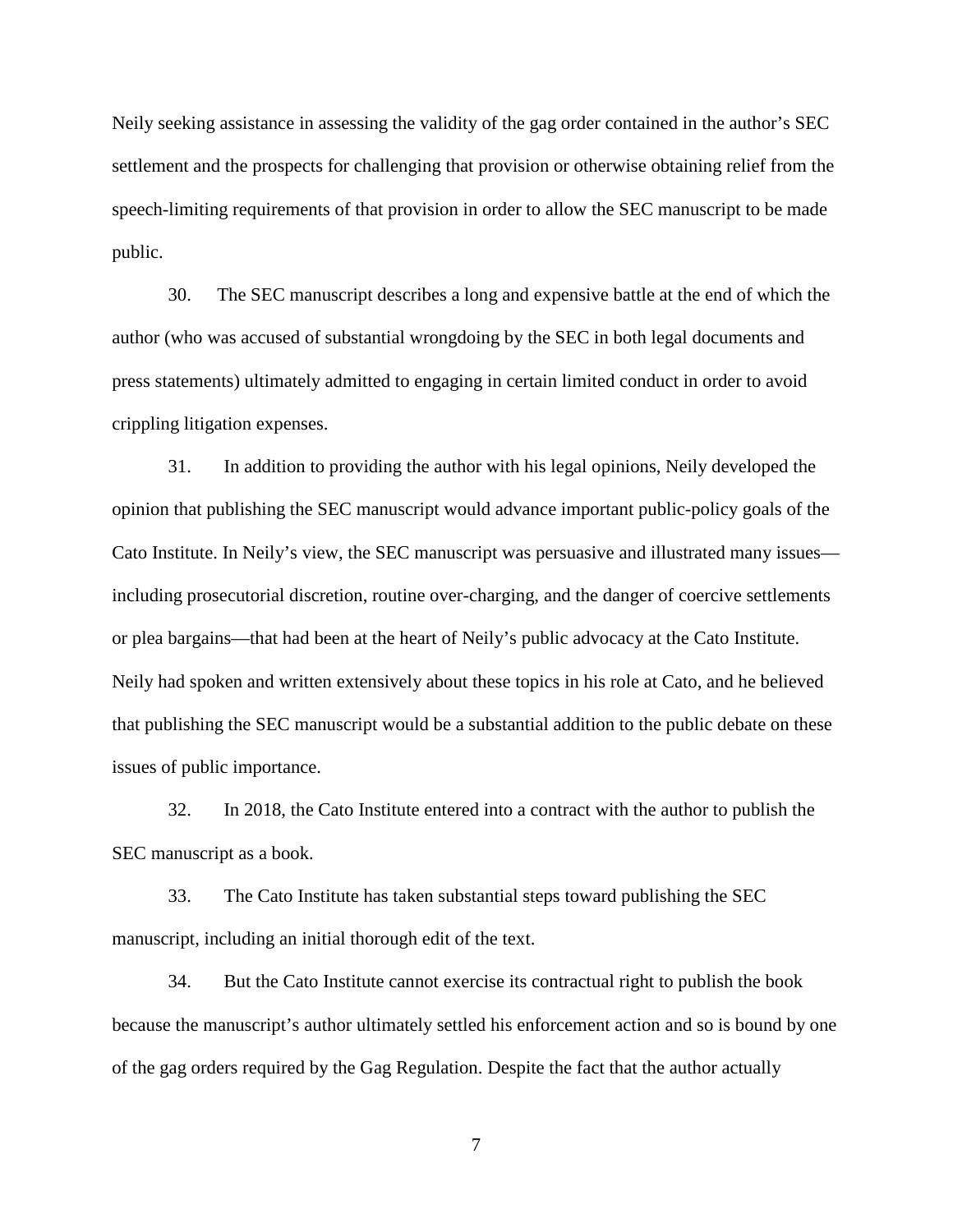Neily seeking assistance in assessing the validity of the gag order contained in the author's SEC settlement and the prospects for challenging that provision or otherwise obtaining relief from the speech-limiting requirements of that provision in order to allow the SEC manuscript to be made public.

30. The SEC manuscript describes a long and expensive battle at the end of which the author (who was accused of substantial wrongdoing by the SEC in both legal documents and press statements) ultimately admitted to engaging in certain limited conduct in order to avoid crippling litigation expenses.

31. In addition to providing the author with his legal opinions, Neily developed the opinion that publishing the SEC manuscript would advance important public-policy goals of the Cato Institute. In Neily's view, the SEC manuscript was persuasive and illustrated many issues—including prosecutorial discretion, routine over-charging, and the danger of coercive settlements or plea bargains—that had been at the heart of Neily's public advocacy at the Cato Institute. Neily had spoken and written extensively about these topics in his role at Cato, and he believed that publishing the SEC manuscript would be a substantial addition to the public debate on these issues of public importance.

32. In 2018, the Cato Institute entered into a contract with the author to publish the SEC manuscript as a book.

33. The Cato Institute has taken substantial steps toward publishing the SEC manuscript, including an initial thorough edit of the text.

34. But the Cato Institute cannot exercise its contractual right to publish the book because the manuscript's author ultimately settled his enforcement action and so is bound by one of the gag orders required by the Gag Regulation. Despite the fact that the author actually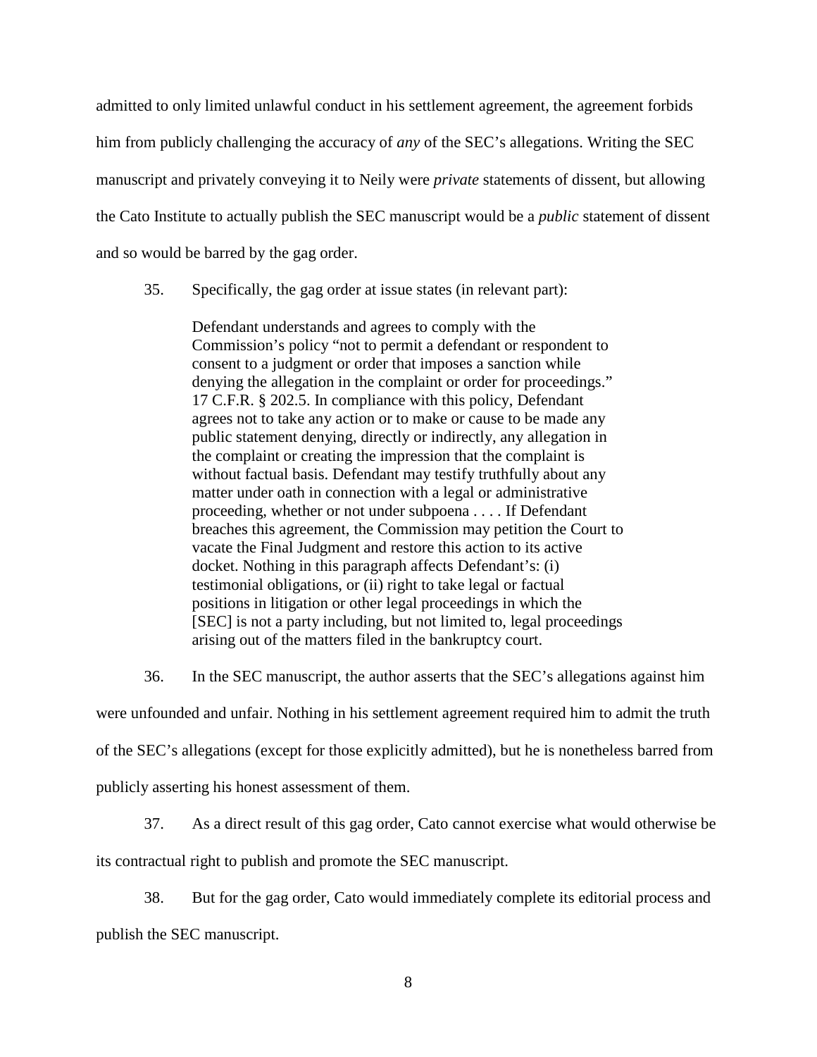admitted to only limited unlawful conduct in his settlement agreement, the agreement forbids him from publicly challenging the accuracy of *any* of the SEC's allegations. Writing the SEC manuscript and privately conveying it to Neily were *private* statements of dissent, but allowing the Cato Institute to actually publish the SEC manuscript would be a *public* statement of dissent and so would be barred by the gag order.

35. Specifically, the gag order at issue states (in relevant part):

> Defendant understands and agrees to comply with the Commission's policy "not to permit a defendant or respondent to consent to a judgment or order that imposes a sanction while denying the allegation in the complaint or order for proceedings." 17 C.F.R. § 202.5. In compliance with this policy, Defendant agrees not to take any action or to make or cause to be made any public statement denying, directly or indirectly, any allegation in the complaint or creating the impression that the complaint is without factual basis. Defendant may testify truthfully about any matter under oath in connection with a legal or administrative proceeding, whether or not under subpoena . . . . If Defendant breaches this agreement, the Commission may petition the Court to vacate the Final Judgment and restore this action to its active docket. Nothing in this paragraph affects Defendant's: (i) testimonial obligations, or (ii) right to take legal or factual positions in litigation or other legal proceedings in which the [SEC] is not a party including, but not limited to, legal proceedings arising out of the matters filed in the bankruptcy court.

36. In the SEC manuscript, the author asserts that the SEC's allegations against him were unfounded and unfair. Nothing in his settlement agreement required him to admit the truth of the SEC's allegations (except for those explicitly admitted), but he is nonetheless barred from publicly asserting his honest assessment of them.

37. As a direct result of this gag order, Cato cannot exercise what would otherwise be its contractual right to publish and promote the SEC manuscript.

38. But for the gag order, Cato would immediately complete its editorial process and publish the SEC manuscript.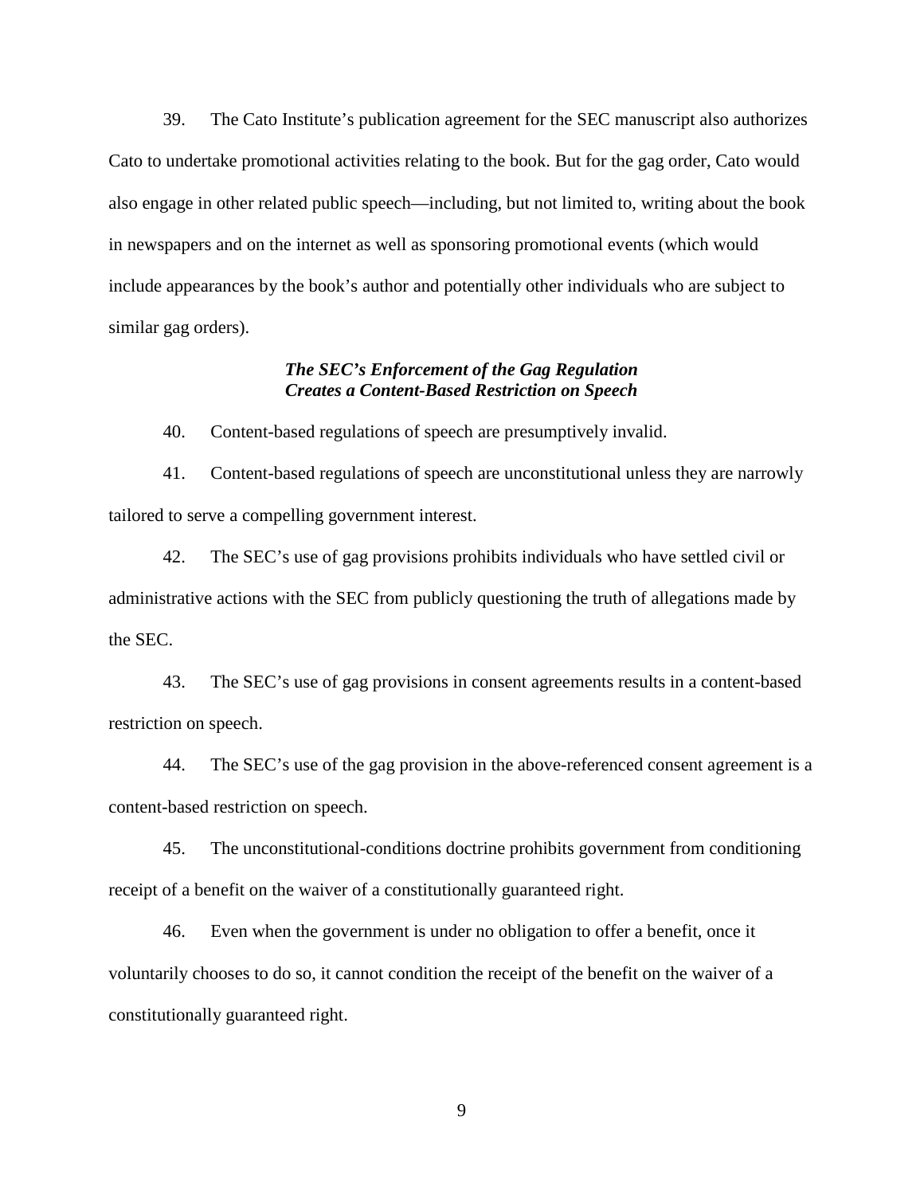39. The Cato Institute's publication agreement for the SEC manuscript also authorizes Cato to undertake promotional activities relating to the book. But for the gag order, Cato would also engage in other related public speech—including, but not limited to, writing about the book in newspapers and on the internet as well as sponsoring promotional events (which would include appearances by the book's author and potentially other individuals who are subject to similar gag orders).

### *The SEC's Enforcement of the Gag Regulation Creates a Content-Based Restriction on Speech*

40. Content-based regulations of speech are presumptively invalid.

41. Content-based regulations of speech are unconstitutional unless they are narrowly tailored to serve a compelling government interest.

42. The SEC's use of gag provisions prohibits individuals who have settled civil or administrative actions with the SEC from publicly questioning the truth of allegations made by the SEC.

43. The SEC's use of gag provisions in consent agreements results in a content-based restriction on speech.

44. The SEC's use of the gag provision in the above-referenced consent agreement is a content-based restriction on speech.

45. The unconstitutional-conditions doctrine prohibits government from conditioning receipt of a benefit on the waiver of a constitutionally guaranteed right.

46. Even when the government is under no obligation to offer a benefit, once it voluntarily chooses to do so, it cannot condition the receipt of the benefit on the waiver of a constitutionally guaranteed right.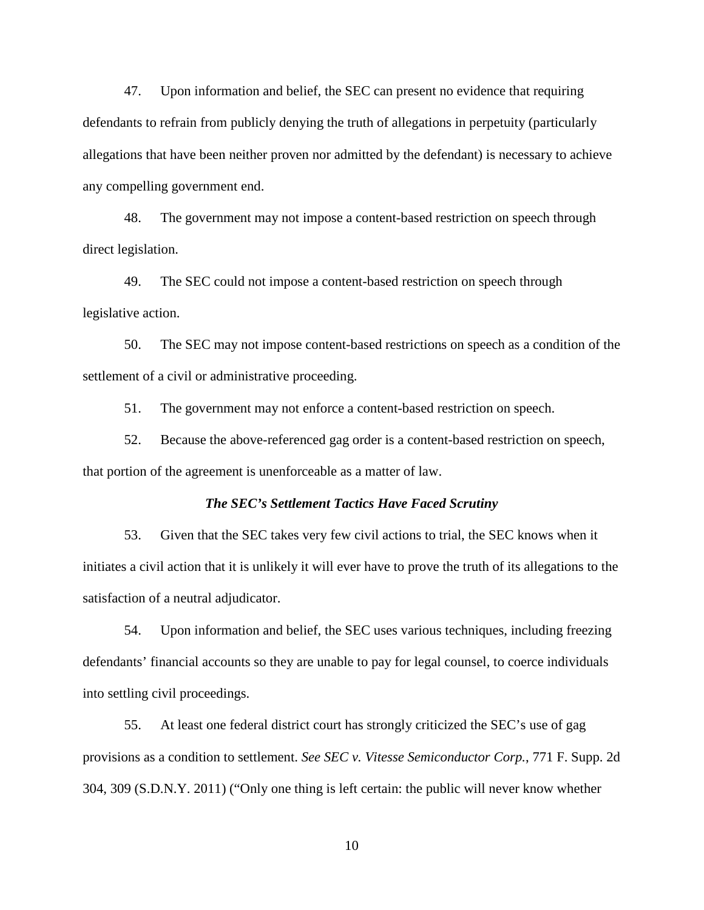47. Upon information and belief, the SEC can present no evidence that requiring defendants to refrain from publicly denying the truth of allegations in perpetuity (particularly allegations that have been neither proven nor admitted by the defendant) is necessary to achieve any compelling government end.

48. The government may not impose a content-based restriction on speech through direct legislation.

49. The SEC could not impose a content-based restriction on speech through legislative action.

50. The SEC may not impose content-based restrictions on speech as a condition of the settlement of a civil or administrative proceeding.

51. The government may not enforce a content-based restriction on speech.

52. Because the above-referenced gag order is a content-based restriction on speech, that portion of the agreement is unenforceable as a matter of law.

### *The SEC's Settlement Tactics Have Faced Scrutiny*

53. Given that the SEC takes very few civil actions to trial, the SEC knows when it initiates a civil action that it is unlikely it will ever have to prove the truth of its allegations to the satisfaction of a neutral adjudicator.

54. Upon information and belief, the SEC uses various techniques, including freezing defendants' financial accounts so they are unable to pay for legal counsel, to coerce individuals into settling civil proceedings.

55. At least one federal district court has strongly criticized the SEC's use of gag provisions as a condition to settlement. *See SEC v. Vitesse Semiconductor Corp.*, 771 F. Supp. 2d 304, 309 (S.D.N.Y. 2011) ("Only one thing is left certain: the public will never know whether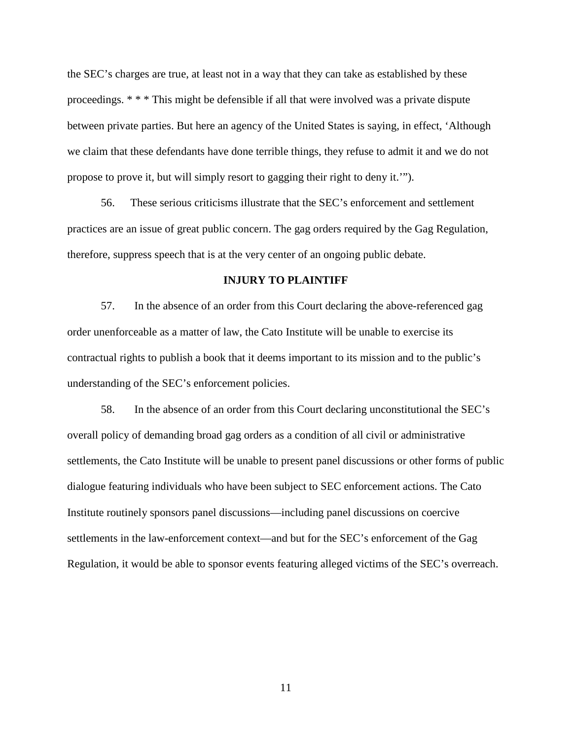the SEC's charges are true, at least not in a way that they can take as established by these proceedings. * * * This might be defensible if all that were involved was a private dispute between private parties. But here an agency of the United States is saying, in effect, 'Although we claim that these defendants have done terrible things, they refuse to admit it and we do not propose to prove it, but will simply resort to gagging their right to deny it.'").

56. These serious criticisms illustrate that the SEC's enforcement and settlement practices are an issue of great public concern. The gag orders required by the Gag Regulation, therefore, suppress speech that is at the very center of an ongoing public debate.

**INJURY TO PLAINTIFF**

57. In the absence of an order from this Court declaring the above-referenced gag order unenforceable as a matter of law, the Cato Institute will be unable to exercise its contractual rights to publish a book that it deems important to its mission and to the public's understanding of the SEC's enforcement policies.

58. In the absence of an order from this Court declaring unconstitutional the SEC's overall policy of demanding broad gag orders as a condition of all civil or administrative settlements, the Cato Institute will be unable to present panel discussions or other forms of public dialogue featuring individuals who have been subject to SEC enforcement actions. The Cato Institute routinely sponsors panel discussions—including panel discussions on coercive settlements in the law-enforcement context—and but for the SEC's enforcement of the Gag Regulation, it would be able to sponsor events featuring alleged victims of the SEC's overreach.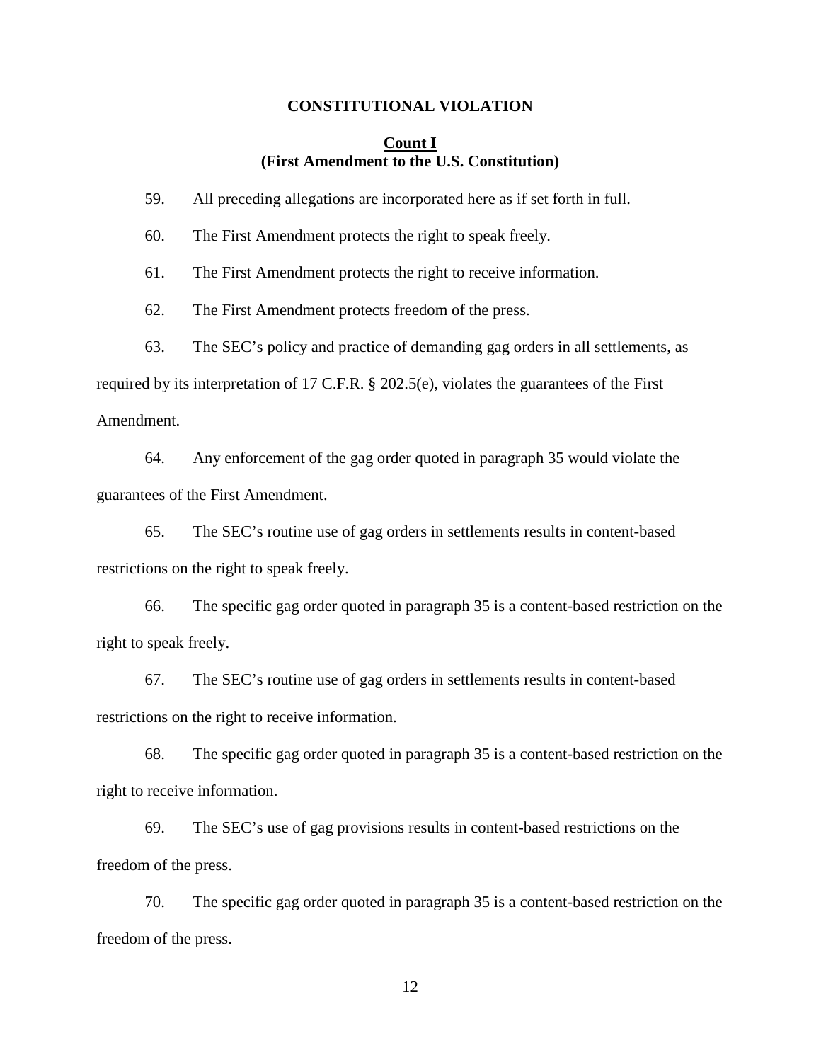## CONSTITUTIONAL VIOLATION

### Count I
### (First Amendment to the U.S. Constitution)

59. All preceding allegations are incorporated here as if set forth in full.

60. The First Amendment protects the right to speak freely.

61. The First Amendment protects the right to receive information.

62. The First Amendment protects freedom of the press.

63. The SEC's policy and practice of demanding gag orders in all settlements, as required by its interpretation of 17 C.F.R. § 202.5(e), violates the guarantees of the First Amendment.

64. Any enforcement of the gag order quoted in paragraph 35 would violate the guarantees of the First Amendment.

65. The SEC's routine use of gag orders in settlements results in content-based restrictions on the right to speak freely.

66. The specific gag order quoted in paragraph 35 is a content-based restriction on the right to speak freely.

67. The SEC's routine use of gag orders in settlements results in content-based restrictions on the right to receive information.

68. The specific gag order quoted in paragraph 35 is a content-based restriction on the right to receive information.

69. The SEC's use of gag provisions results in content-based restrictions on the freedom of the press.

70. The specific gag order quoted in paragraph 35 is a content-based restriction on the freedom of the press.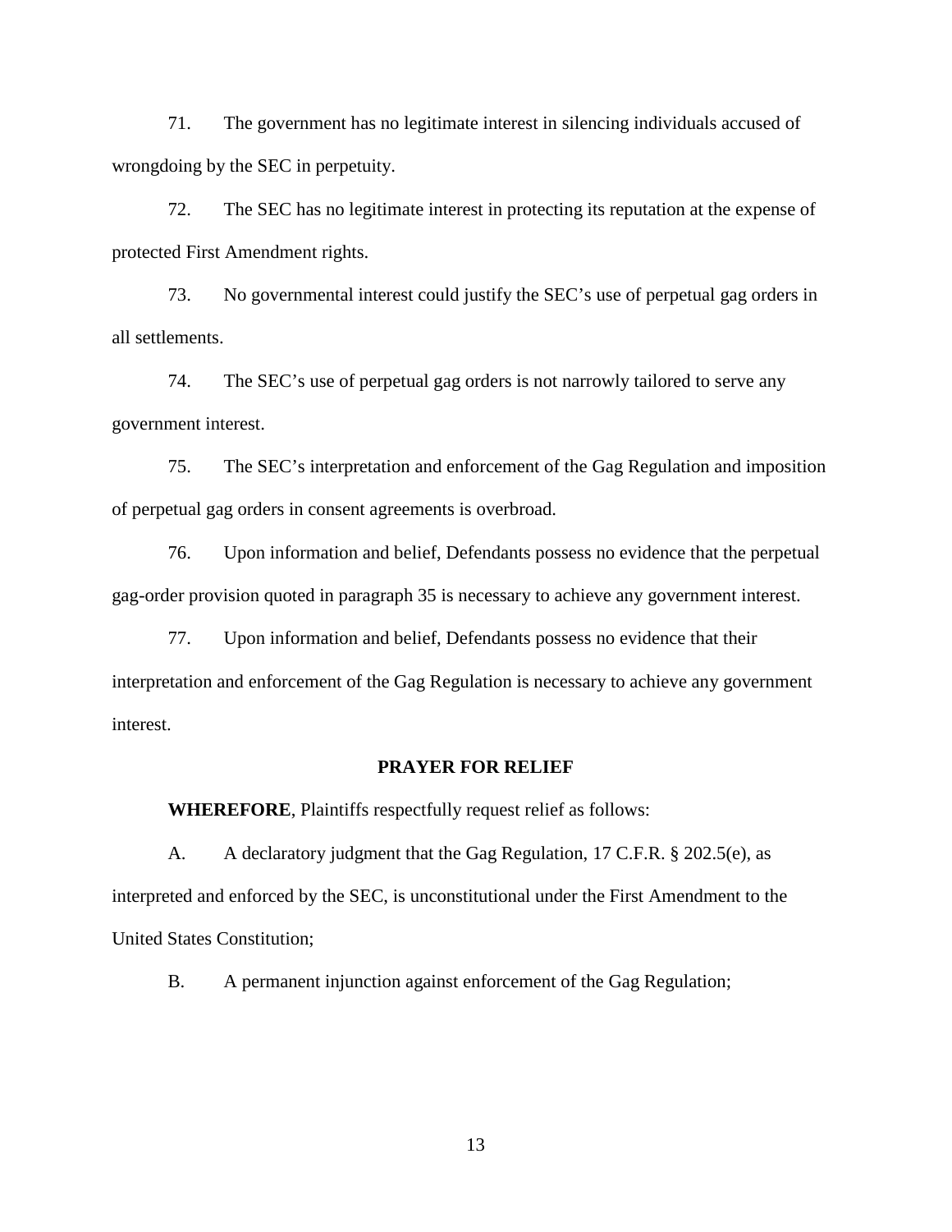71. The government has no legitimate interest in silencing individuals accused of wrongdoing by the SEC in perpetuity.

72. The SEC has no legitimate interest in protecting its reputation at the expense of protected First Amendment rights.

73. No governmental interest could justify the SEC's use of perpetual gag orders in all settlements.

74. The SEC's use of perpetual gag orders is not narrowly tailored to serve any government interest.

75. The SEC's interpretation and enforcement of the Gag Regulation and imposition of perpetual gag orders in consent agreements is overbroad.

76. Upon information and belief, Defendants possess no evidence that the perpetual gag-order provision quoted in paragraph 35 is necessary to achieve any government interest.

77. Upon information and belief, Defendants possess no evidence that their interpretation and enforcement of the Gag Regulation is necessary to achieve any government interest.

## PRAYER FOR RELIEF

**WHEREFORE**, Plaintiffs respectfully request relief as follows:

A. A declaratory judgment that the Gag Regulation, 17 C.F.R. § 202.5(e), as interpreted and enforced by the SEC, is unconstitutional under the First Amendment to the United States Constitution;

B. A permanent injunction against enforcement of the Gag Regulation;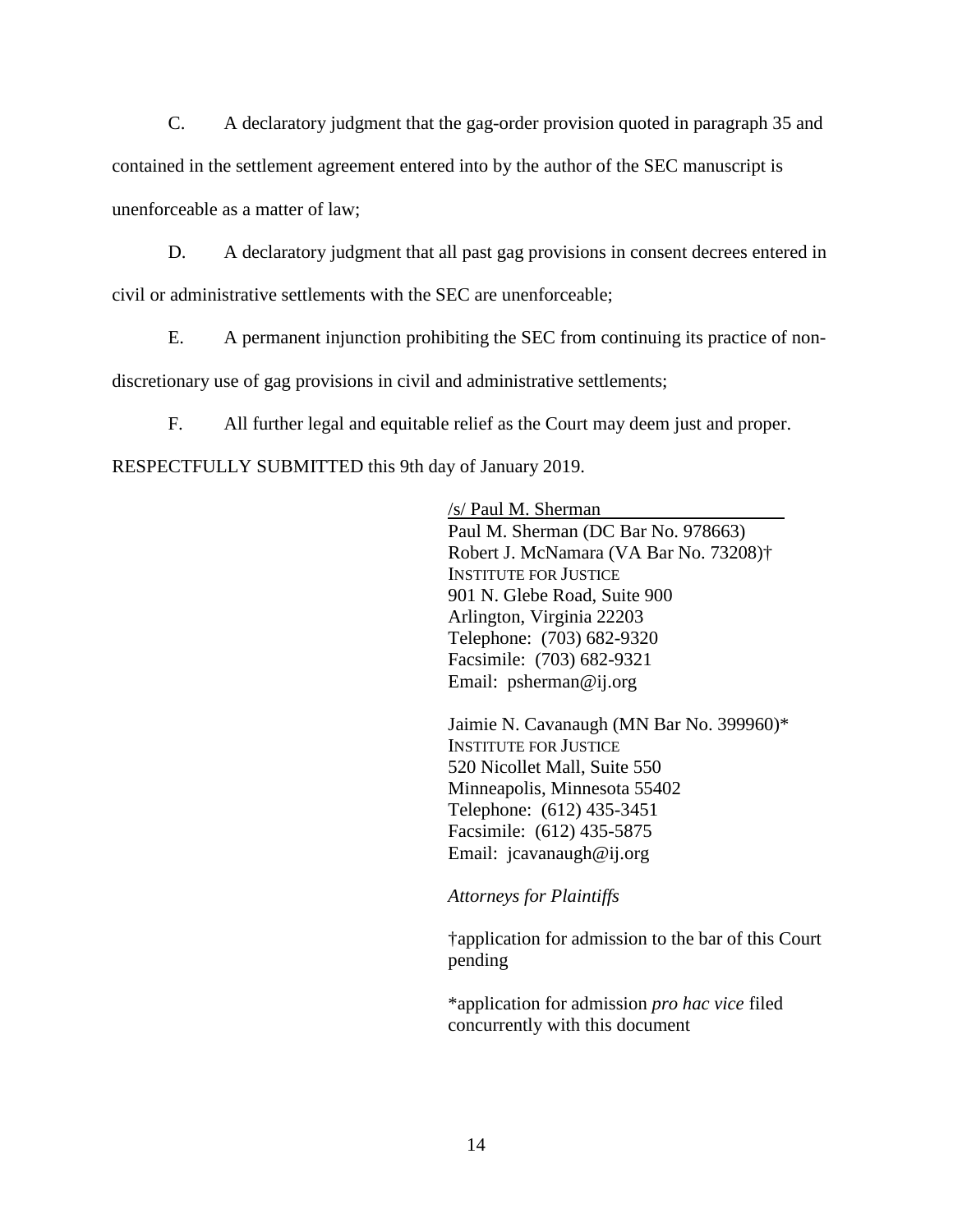C. A declaratory judgment that the gag-order provision quoted in paragraph 35 and contained in the settlement agreement entered into by the author of the SEC manuscript is unenforceable as a matter of law;

D. A declaratory judgment that all past gag provisions in consent decrees entered in civil or administrative settlements with the SEC are unenforceable;

E. A permanent injunction prohibiting the SEC from continuing its practice of non-discretionary use of gag provisions in civil and administrative settlements;

F. All further legal and equitable relief as the Court may deem just and proper.

RESPECTFULLY SUBMITTED this 9th day of January 2019.

/s/ Paul M. Sherman
Paul M. Sherman (DC Bar No. 978663)
Robert J. McNamara (VA Bar No. 73208)†
INSTITUTE FOR JUSTICE
901 N. Glebe Road, Suite 900
Arlington, Virginia 22203
Telephone: (703) 682-9320
Facsimile: (703) 682-9321
Email: psherman@ij.org

Jaimie N. Cavanaugh (MN Bar No. 399960)*
INSTITUTE FOR JUSTICE
520 Nicollet Mall, Suite 550
Minneapolis, Minnesota 55402
Telephone: (612) 435-3451
Facsimile: (612) 435-5875
Email: jcavanaugh@ij.org

*Attorneys for Plaintiffs*

†application for admission to the bar of this Court pending

*application for admission *pro hac vice* filed concurrently with this document